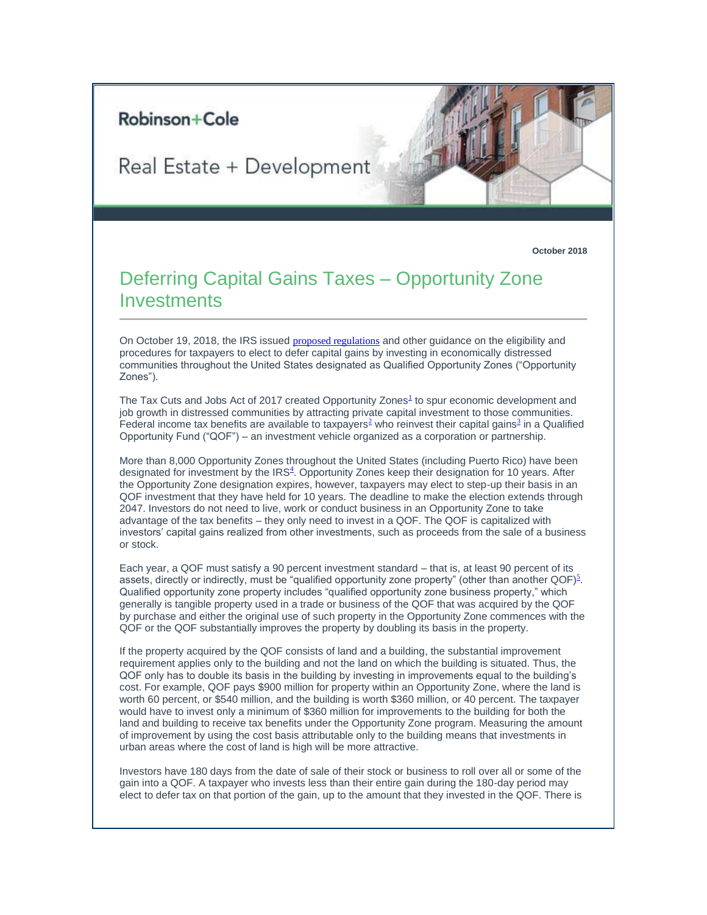Robinson+Cole

Real Estate + Development

**October 2018**

# Deferring Capital Gains Taxes – Opportunity Zone Investments

On October 19, 2018, the IRS issued proposed regulations and other guidance on the eligibility and procedures for taxpayers to elect to defer capital gains by investing in economically distressed communities throughout the United States designated as Qualified Opportunity Zones ("Opportunity Zones").

The Tax Cuts and Jobs Act of 2017 created Opportunity Zones[1] to spur economic development and job growth in distressed communities by attracting private capital investment to those communities. Federal income tax benefits are available to taxpayers[2] who reinvest their capital gains[3] in a Qualified Opportunity Fund ("QOF") – an investment vehicle organized as a corporation or partnership.

More than 8,000 Opportunity Zones throughout the United States (including Puerto Rico) have been designated for investment by the IRS[4]. Opportunity Zones keep their designation for 10 years. After the Opportunity Zone designation expires, however, taxpayers may elect to step-up their basis in an QOF investment that they have held for 10 years. The deadline to make the election extends through 2047. Investors do not need to live, work or conduct business in an Opportunity Zone to take advantage of the tax benefits – they only need to invest in a QOF. The QOF is capitalized with investors' capital gains realized from other investments, such as proceeds from the sale of a business or stock.

Each year, a QOF must satisfy a 90 percent investment standard – that is, at least 90 percent of its assets, directly or indirectly, must be "qualified opportunity zone property" (other than another QOF)[5]. Qualified opportunity zone property includes "qualified opportunity zone business property," which generally is tangible property used in a trade or business of the QOF that was acquired by the QOF by purchase and either the original use of such property in the Opportunity Zone commences with the QOF or the QOF substantially improves the property by doubling its basis in the property.

If the property acquired by the QOF consists of land and a building, the substantial improvement requirement applies only to the building and not the land on which the building is situated. Thus, the QOF only has to double its basis in the building by investing in improvements equal to the building's cost. For example, QOF pays $900 million for property within an Opportunity Zone, where the land is worth 60 percent, or $540 million, and the building is worth $360 million, or 40 percent. The taxpayer would have to invest only a minimum of $360 million for improvements to the building for both the land and building to receive tax benefits under the Opportunity Zone program. Measuring the amount of improvement by using the cost basis attributable only to the building means that investments in urban areas where the cost of land is high will be more attractive.

Investors have 180 days from the date of sale of their stock or business to roll over all or some of the gain into a QOF. A taxpayer who invests less than their entire gain during the 180-day period may elect to defer tax on that portion of the gain, up to the amount that they invested in the QOF. There is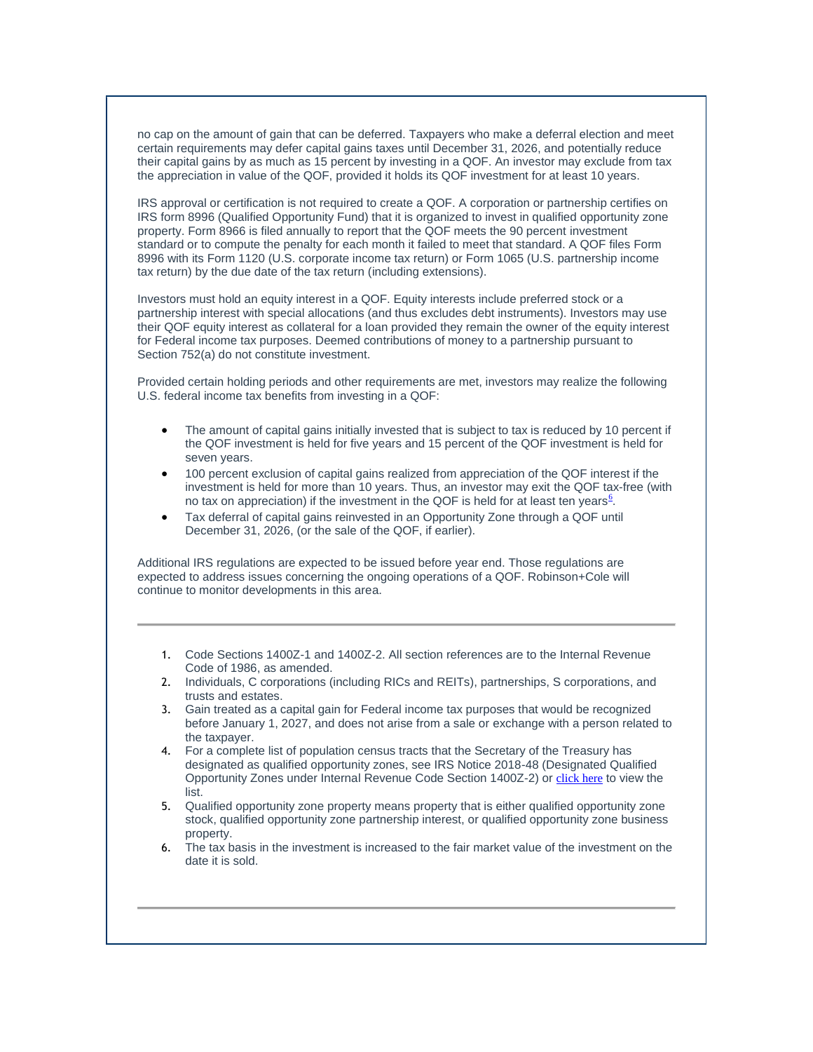no cap on the amount of gain that can be deferred. Taxpayers who make a deferral election and meet certain requirements may defer capital gains taxes until December 31, 2026, and potentially reduce their capital gains by as much as 15 percent by investing in a QOF. An investor may exclude from tax the appreciation in value of the QOF, provided it holds its QOF investment for at least 10 years.

IRS approval or certification is not required to create a QOF. A corporation or partnership certifies on IRS form 8996 (Qualified Opportunity Fund) that it is organized to invest in qualified opportunity zone property. Form 8966 is filed annually to report that the QOF meets the 90 percent investment standard or to compute the penalty for each month it failed to meet that standard. A QOF files Form 8996 with its Form 1120 (U.S. corporate income tax return) or Form 1065 (U.S. partnership income tax return) by the due date of the tax return (including extensions).

Investors must hold an equity interest in a QOF. Equity interests include preferred stock or a partnership interest with special allocations (and thus excludes debt instruments). Investors may use their QOF equity interest as collateral for a loan provided they remain the owner of the equity interest for Federal income tax purposes. Deemed contributions of money to a partnership pursuant to Section 752(a) do not constitute investment.

Provided certain holding periods and other requirements are met, investors may realize the following U.S. federal income tax benefits from investing in a QOF:

- The amount of capital gains initially invested that is subject to tax is reduced by 10 percent if the QOF investment is held for five years and 15 percent of the QOF investment is held for seven years.
- 100 percent exclusion of capital gains realized from appreciation of the QOF interest if the investment is held for more than 10 years. Thus, an investor may exit the QOF tax-free (with no tax on appreciation) if the investment in the QOF is held for at least ten years[6].
- Tax deferral of capital gains reinvested in an Opportunity Zone through a QOF until December 31, 2026, (or the sale of the QOF, if earlier).

Additional IRS regulations are expected to be issued before year end. Those regulations are expected to address issues concerning the ongoing operations of a QOF. Robinson+Cole will continue to monitor developments in this area.

---

1. Code Sections 1400Z-1 and 1400Z-2. All section references are to the Internal Revenue Code of 1986, as amended.
2. Individuals, C corporations (including RICs and REITs), partnerships, S corporations, and trusts and estates.
3. Gain treated as a capital gain for Federal income tax purposes that would be recognized before January 1, 2027, and does not arise from a sale or exchange with a person related to the taxpayer.
4. For a complete list of population census tracts that the Secretary of the Treasury has designated as qualified opportunity zones, see IRS Notice 2018-48 (Designated Qualified Opportunity Zones under Internal Revenue Code Section 1400Z-2) or click here to view the list.
5. Qualified opportunity zone property means property that is either qualified opportunity zone stock, qualified opportunity zone partnership interest, or qualified opportunity zone business property.
6. The tax basis in the investment is increased to the fair market value of the investment on the date it is sold.

---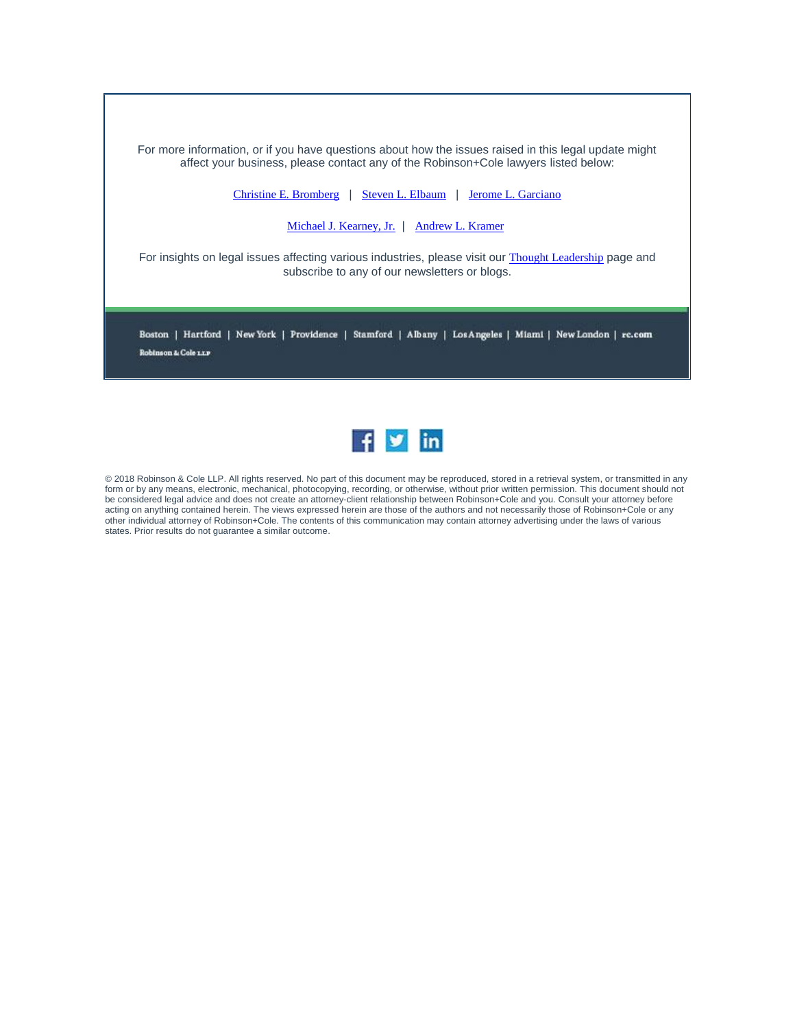For more information, or if you have questions about how the issues raised in this legal update might affect your business, please contact any of the Robinson+Cole lawyers listed below:

Christine E. Bromberg | Steven L. Elbaum | Jerome L. Garciano

Michael J. Kearney, Jr. | Andrew L. Kramer

For insights on legal issues affecting various industries, please visit our Thought Leadership page and subscribe to any of our newsletters or blogs.

Boston | Hartford | New York | Providence | Stamford | Albany | Los Angeles | Miami | New London | rc.com

Robinson & Cole LLP

© 2018 Robinson & Cole LLP. All rights reserved. No part of this document may be reproduced, stored in a retrieval system, or transmitted in any form or by any means, electronic, mechanical, photocopying, recording, or otherwise, without prior written permission. This document should not be considered legal advice and does not create an attorney-client relationship between Robinson+Cole and you. Consult your attorney before acting on anything contained herein. The views expressed herein are those of the authors and not necessarily those of Robinson+Cole or any other individual attorney of Robinson+Cole. The contents of this communication may contain attorney advertising under the laws of various states. Prior results do not guarantee a similar outcome.